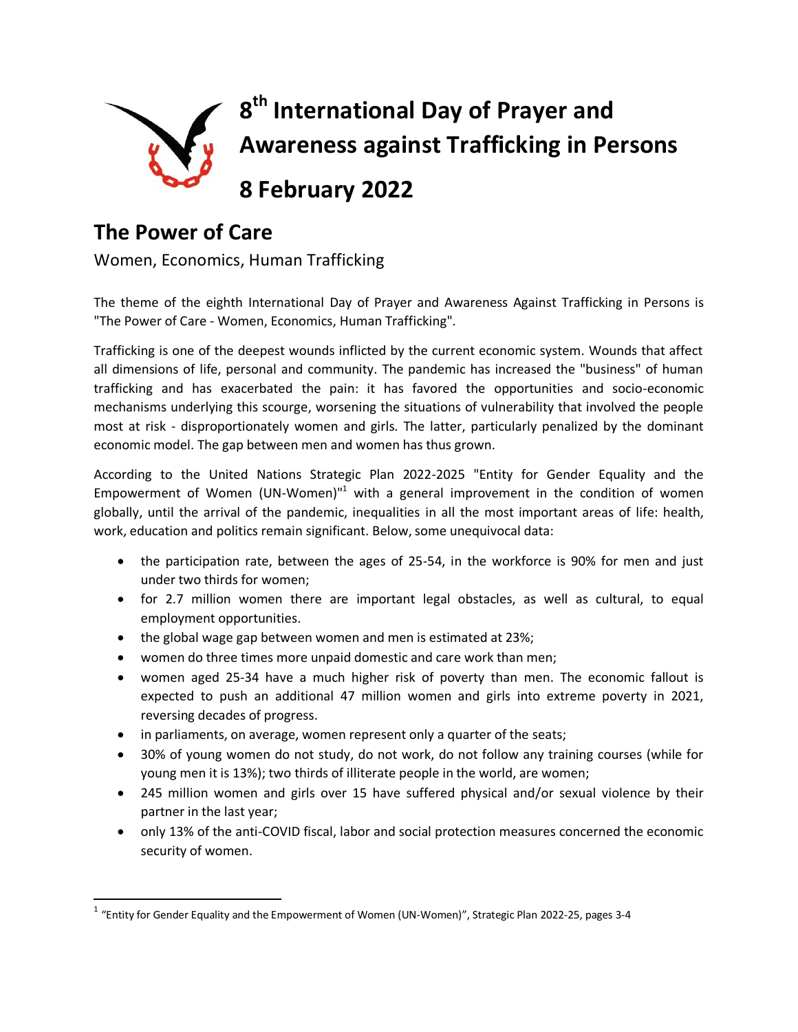# 8th International Day of Prayer and Awareness against Trafficking in Persons

# 8 February 2022

## The Power of Care

Women, Economics, Human Trafficking

The theme of the eighth International Day of Prayer and Awareness Against Trafficking in Persons is "The Power of Care - Women, Economics, Human Trafficking".

Trafficking is one of the deepest wounds inflicted by the current economic system. Wounds that affect all dimensions of life, personal and community. The pandemic has increased the "business" of human trafficking and has exacerbated the pain: it has favored the opportunities and socio-economic mechanisms underlying this scourge, worsening the situations of vulnerability that involved the people most at risk - disproportionately women and girls. The latter, particularly penalized by the dominant economic model. The gap between men and women has thus grown.

According to the United Nations Strategic Plan 2022-2025 "Entity for Gender Equality and the Empowerment of Women (UN-Women)"[1] with a general improvement in the condition of women globally, until the arrival of the pandemic, inequalities in all the most important areas of life: health, work, education and politics remain significant. Below, some unequivocal data:

- the participation rate, between the ages of 25-54, in the workforce is 90% for men and just under two thirds for women;
- for 2.7 million women there are important legal obstacles, as well as cultural, to equal employment opportunities.
- the global wage gap between women and men is estimated at 23%;
- women do three times more unpaid domestic and care work than men;
- women aged 25-34 have a much higher risk of poverty than men. The economic fallout is expected to push an additional 47 million women and girls into extreme poverty in 2021, reversing decades of progress.
- in parliaments, on average, women represent only a quarter of the seats;
- 30% of young women do not study, do not work, do not follow any training courses (while for young men it is 13%); two thirds of illiterate people in the world, are women;
- 245 million women and girls over 15 have suffered physical and/or sexual violence by their partner in the last year;
- only 13% of the anti-COVID fiscal, labor and social protection measures concerned the economic security of women.

[1] "Entity for Gender Equality and the Empowerment of Women (UN-Women)", Strategic Plan 2022-25, pages 3-4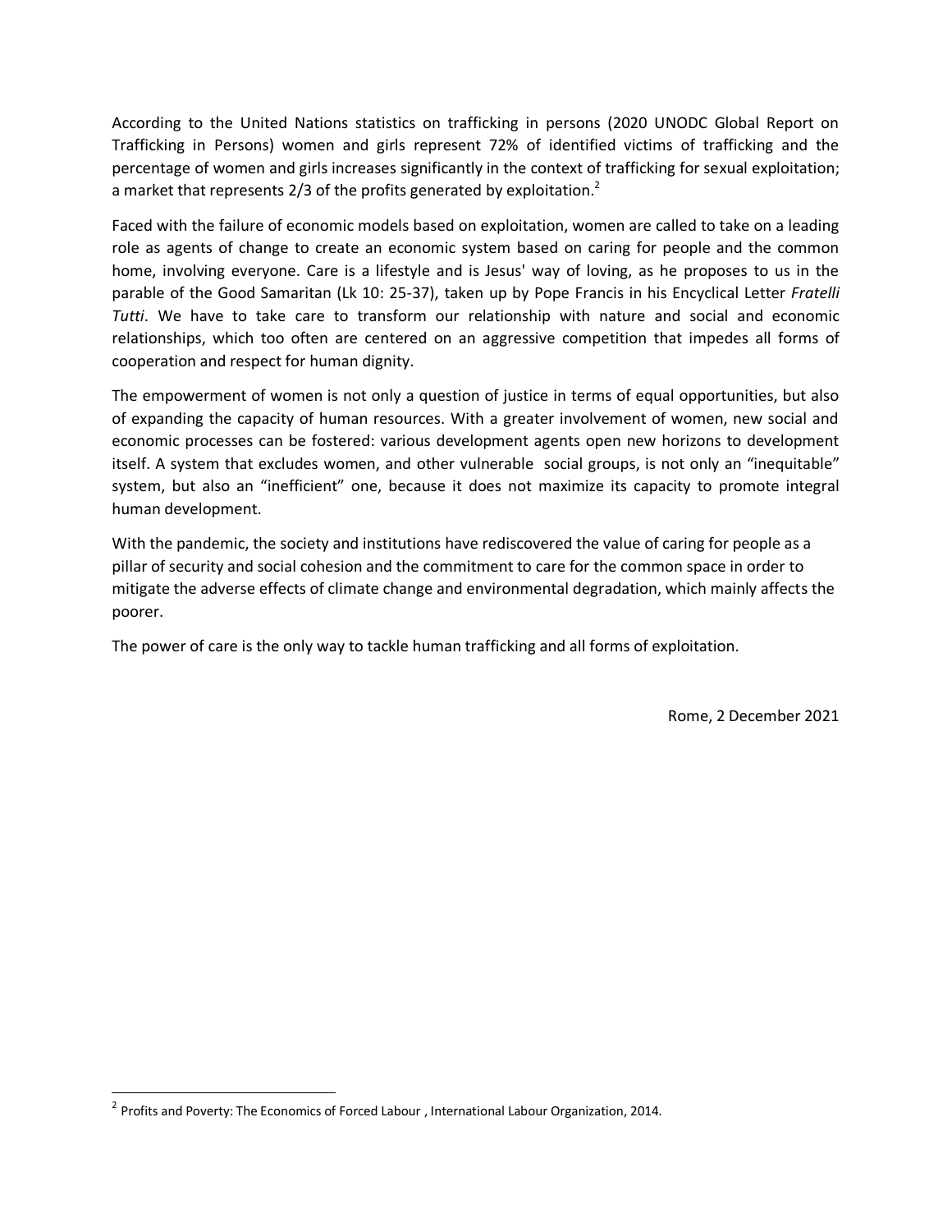According to the United Nations statistics on trafficking in persons (2020 UNODC Global Report on Trafficking in Persons) women and girls represent 72% of identified victims of trafficking and the percentage of women and girls increases significantly in the context of trafficking for sexual exploitation; a market that represents 2/3 of the profits generated by exploitation.[2]

Faced with the failure of economic models based on exploitation, women are called to take on a leading role as agents of change to create an economic system based on caring for people and the common home, involving everyone. Care is a lifestyle and is Jesus' way of loving, as he proposes to us in the parable of the Good Samaritan (Lk 10: 25-37), taken up by Pope Francis in his Encyclical Letter *Fratelli Tutti*. We have to take care to transform our relationship with nature and social and economic relationships, which too often are centered on an aggressive competition that impedes all forms of cooperation and respect for human dignity.

The empowerment of women is not only a question of justice in terms of equal opportunities, but also of expanding the capacity of human resources. With a greater involvement of women, new social and economic processes can be fostered: various development agents open new horizons to development itself. A system that excludes women, and other vulnerable social groups, is not only an "inequitable" system, but also an "inefficient" one, because it does not maximize its capacity to promote integral human development.

With the pandemic, the society and institutions have rediscovered the value of caring for people as a pillar of security and social cohesion and the commitment to care for the common space in order to mitigate the adverse effects of climate change and environmental degradation, which mainly affects the poorer.

The power of care is the only way to tackle human trafficking and all forms of exploitation.

Rome, 2 December 2021

---

[2] Profits and Poverty: The Economics of Forced Labour , International Labour Organization, 2014.